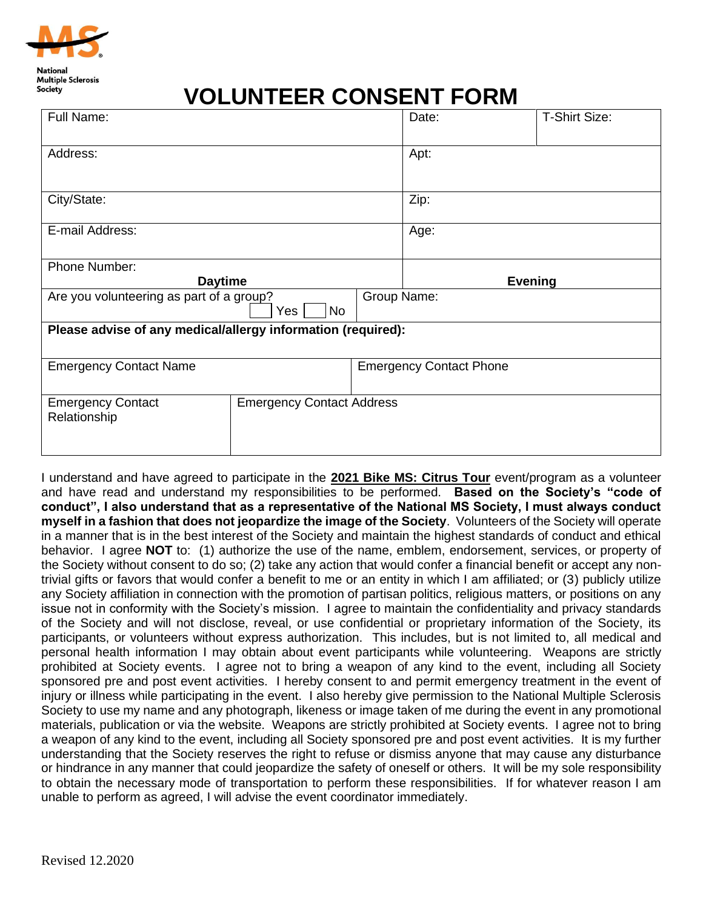National Multiple Sclerosis Society

# VOLUNTEER CONSENT FORM

| Full Name: | | | Date: | T-Shirt Size: |
|---|---|---|---|---|
| Address: | | | Apt: | |
| City/State: | | | Zip: | |
| E-mail Address: | | | Age: | |
| Phone Number: **Daytime** | | | **Evening** | |
| Are you volunteering as part of a group? ☐ Yes ☐ No | | Group Name: | | |
| **Please advise of any medical/allergy information (required):** | | | | |
| Emergency Contact Name | | Emergency Contact Phone | | |
| Emergency Contact Relationship | Emergency Contact Address | | | |

I understand and have agreed to participate in the **2021 Bike MS: Citrus Tour** event/program as a volunteer and have read and understand my responsibilities to be performed. **Based on the Society's "code of conduct", I also understand that as a representative of the National MS Society, I must always conduct myself in a fashion that does not jeopardize the image of the Society**. Volunteers of the Society will operate in a manner that is in the best interest of the Society and maintain the highest standards of conduct and ethical behavior. I agree **NOT** to: (1) authorize the use of the name, emblem, endorsement, services, or property of the Society without consent to do so; (2) take any action that would confer a financial benefit or accept any non-trivial gifts or favors that would confer a benefit to me or an entity in which I am affiliated; or (3) publicly utilize any Society affiliation in connection with the promotion of partisan politics, religious matters, or positions on any issue not in conformity with the Society's mission. I agree to maintain the confidentiality and privacy standards of the Society and will not disclose, reveal, or use confidential or proprietary information of the Society, its participants, or volunteers without express authorization. This includes, but is not limited to, all medical and personal health information I may obtain about event participants while volunteering. Weapons are strictly prohibited at Society events. I agree not to bring a weapon of any kind to the event, including all Society sponsored pre and post event activities. I hereby consent to and permit emergency treatment in the event of injury or illness while participating in the event. I also hereby give permission to the National Multiple Sclerosis Society to use my name and any photograph, likeness or image taken of me during the event in any promotional materials, publication or via the website. Weapons are strictly prohibited at Society events. I agree not to bring a weapon of any kind to the event, including all Society sponsored pre and post event activities. It is my further understanding that the Society reserves the right to refuse or dismiss anyone that may cause any disturbance or hindrance in any manner that could jeopardize the safety of oneself or others. It will be my sole responsibility to obtain the necessary mode of transportation to perform these responsibilities. If for whatever reason I am unable to perform as agreed, I will advise the event coordinator immediately.

Revised 12.2020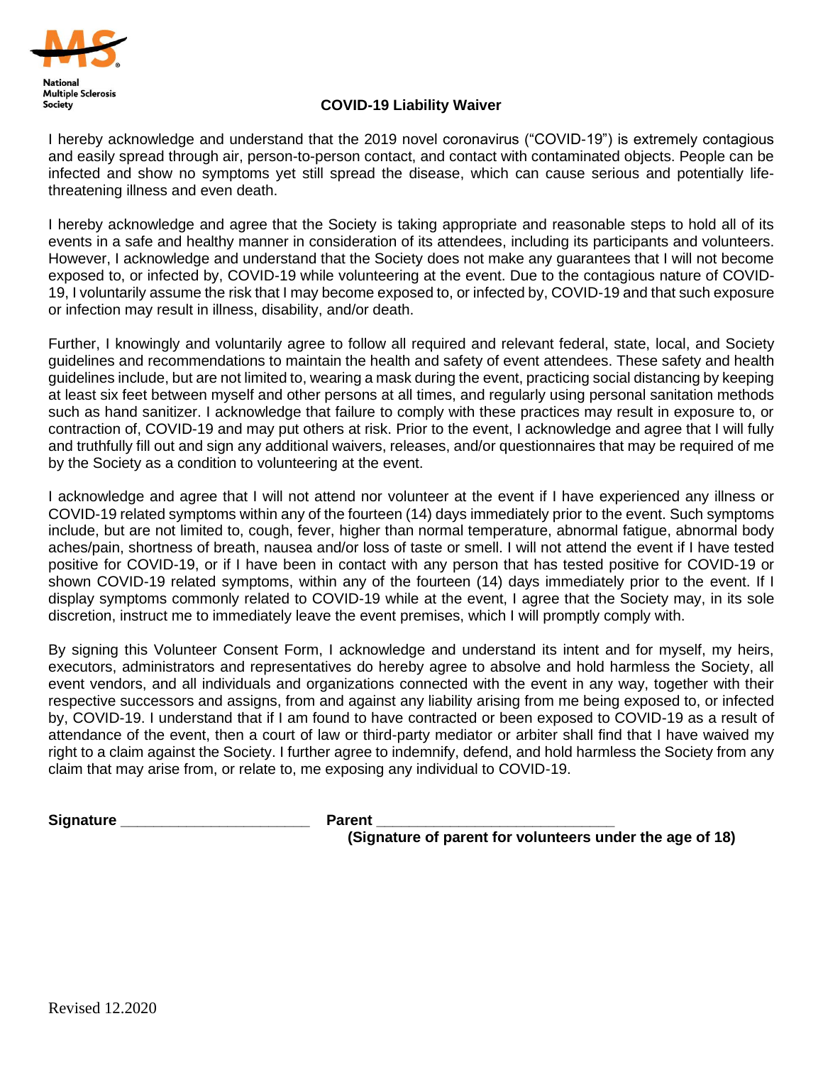National Multiple Sclerosis Society

**COVID-19 Liability Waiver**

I hereby acknowledge and understand that the 2019 novel coronavirus ("COVID-19") is extremely contagious and easily spread through air, person-to-person contact, and contact with contaminated objects. People can be infected and show no symptoms yet still spread the disease, which can cause serious and potentially life-threatening illness and even death.

I hereby acknowledge and agree that the Society is taking appropriate and reasonable steps to hold all of its events in a safe and healthy manner in consideration of its attendees, including its participants and volunteers. However, I acknowledge and understand that the Society does not make any guarantees that I will not become exposed to, or infected by, COVID-19 while volunteering at the event. Due to the contagious nature of COVID-19, I voluntarily assume the risk that I may become exposed to, or infected by, COVID-19 and that such exposure or infection may result in illness, disability, and/or death.

Further, I knowingly and voluntarily agree to follow all required and relevant federal, state, local, and Society guidelines and recommendations to maintain the health and safety of event attendees. These safety and health guidelines include, but are not limited to, wearing a mask during the event, practicing social distancing by keeping at least six feet between myself and other persons at all times, and regularly using personal sanitation methods such as hand sanitizer. I acknowledge that failure to comply with these practices may result in exposure to, or contraction of, COVID-19 and may put others at risk. Prior to the event, I acknowledge and agree that I will fully and truthfully fill out and sign any additional waivers, releases, and/or questionnaires that may be required of me by the Society as a condition to volunteering at the event.

I acknowledge and agree that I will not attend nor volunteer at the event if I have experienced any illness or COVID-19 related symptoms within any of the fourteen (14) days immediately prior to the event. Such symptoms include, but are not limited to, cough, fever, higher than normal temperature, abnormal fatigue, abnormal body aches/pain, shortness of breath, nausea and/or loss of taste or smell. I will not attend the event if I have tested positive for COVID-19, or if I have been in contact with any person that has tested positive for COVID-19 or shown COVID-19 related symptoms, within any of the fourteen (14) days immediately prior to the event. If I display symptoms commonly related to COVID-19 while at the event, I agree that the Society may, in its sole discretion, instruct me to immediately leave the event premises, which I will promptly comply with.

By signing this Volunteer Consent Form, I acknowledge and understand its intent and for myself, my heirs, executors, administrators and representatives do hereby agree to absolve and hold harmless the Society, all event vendors, and all individuals and organizations connected with the event in any way, together with their respective successors and assigns, from and against any liability arising from me being exposed to, or infected by, COVID-19. I understand that if I am found to have contracted or been exposed to COVID-19 as a result of attendance of the event, then a court of law or third-party mediator or arbiter shall find that I have waived my right to a claim against the Society. I further agree to indemnify, defend, and hold harmless the Society from any claim that may arise from, or relate to, me exposing any individual to COVID-19.

**Signature** ______________________ **Parent** ____________________________
**(Signature of parent for volunteers under the age of 18)**

Revised 12.2020